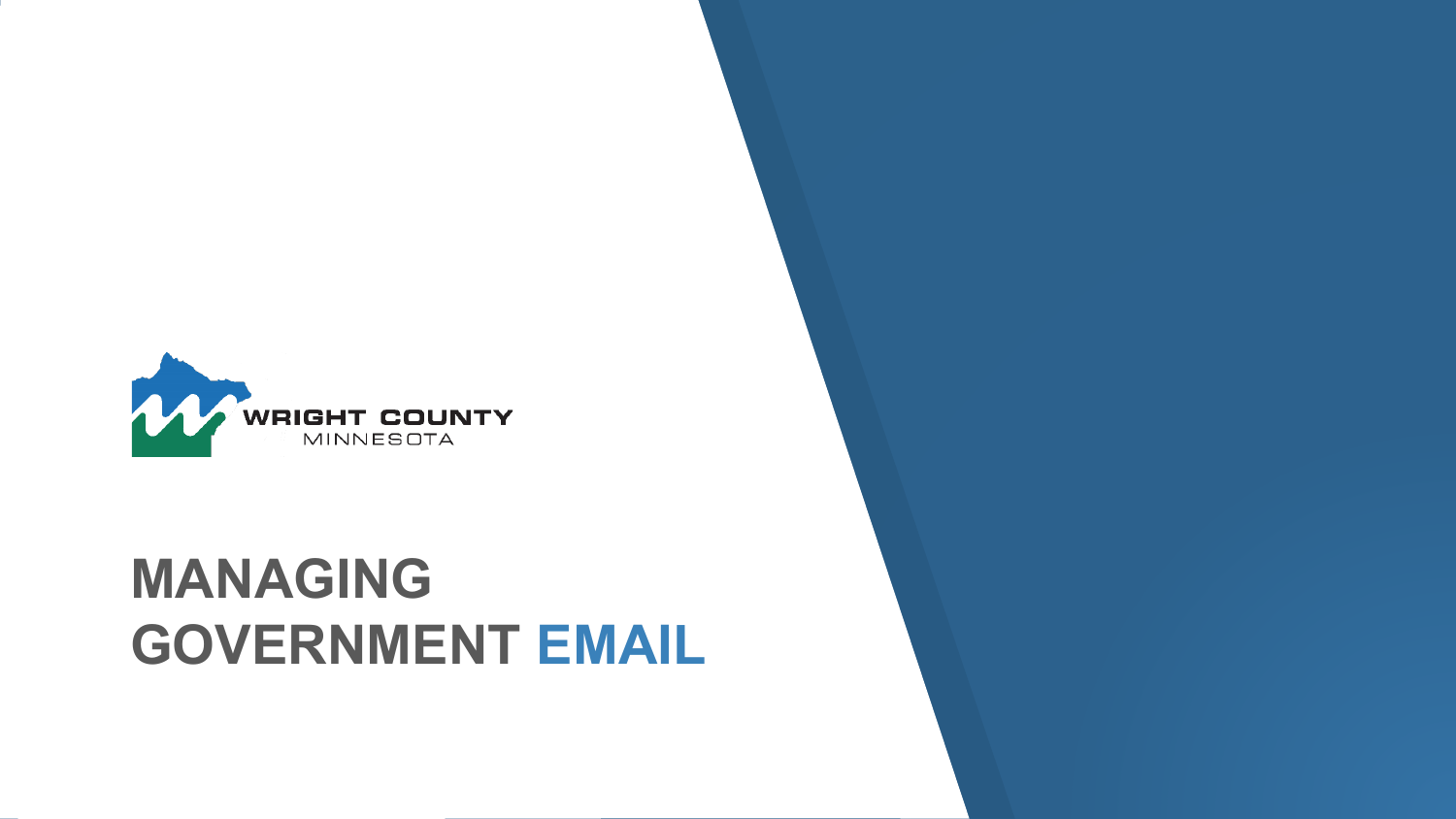WRIGHT COUNTY
MINNESOTA

# MANAGING GOVERNMENT EMAIL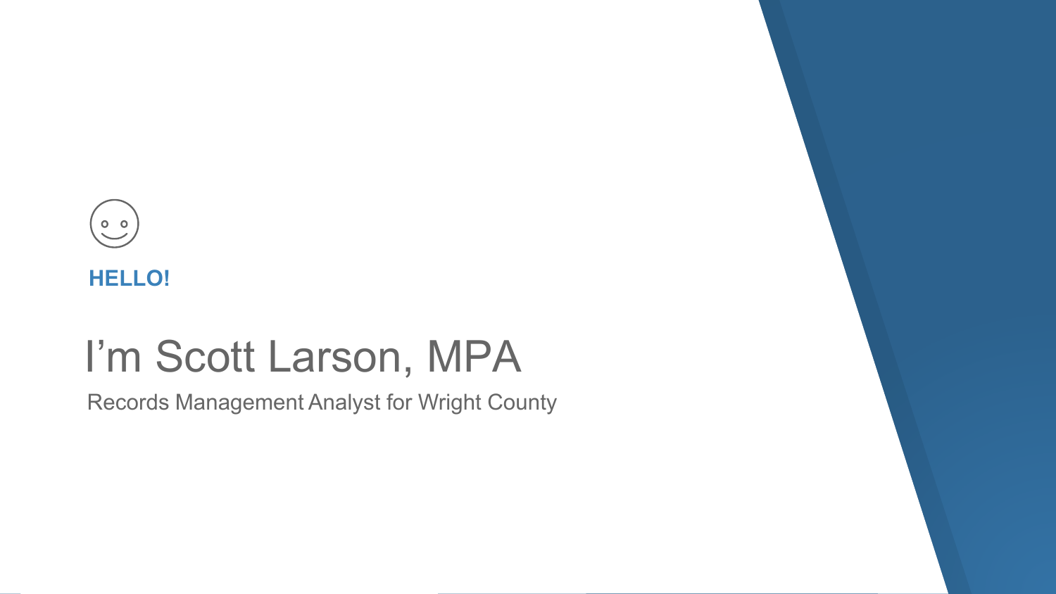**HELLO!**

# I'm Scott Larson, MPA

Records Management Analyst for Wright County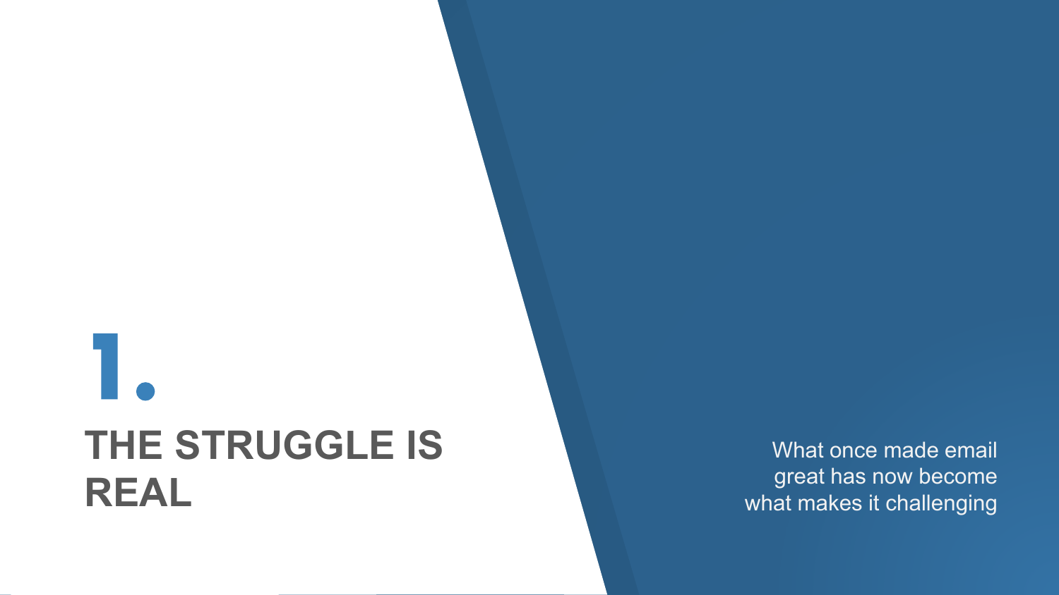# 1. THE STRUGGLE IS REAL

What once made email great has now become what makes it challenging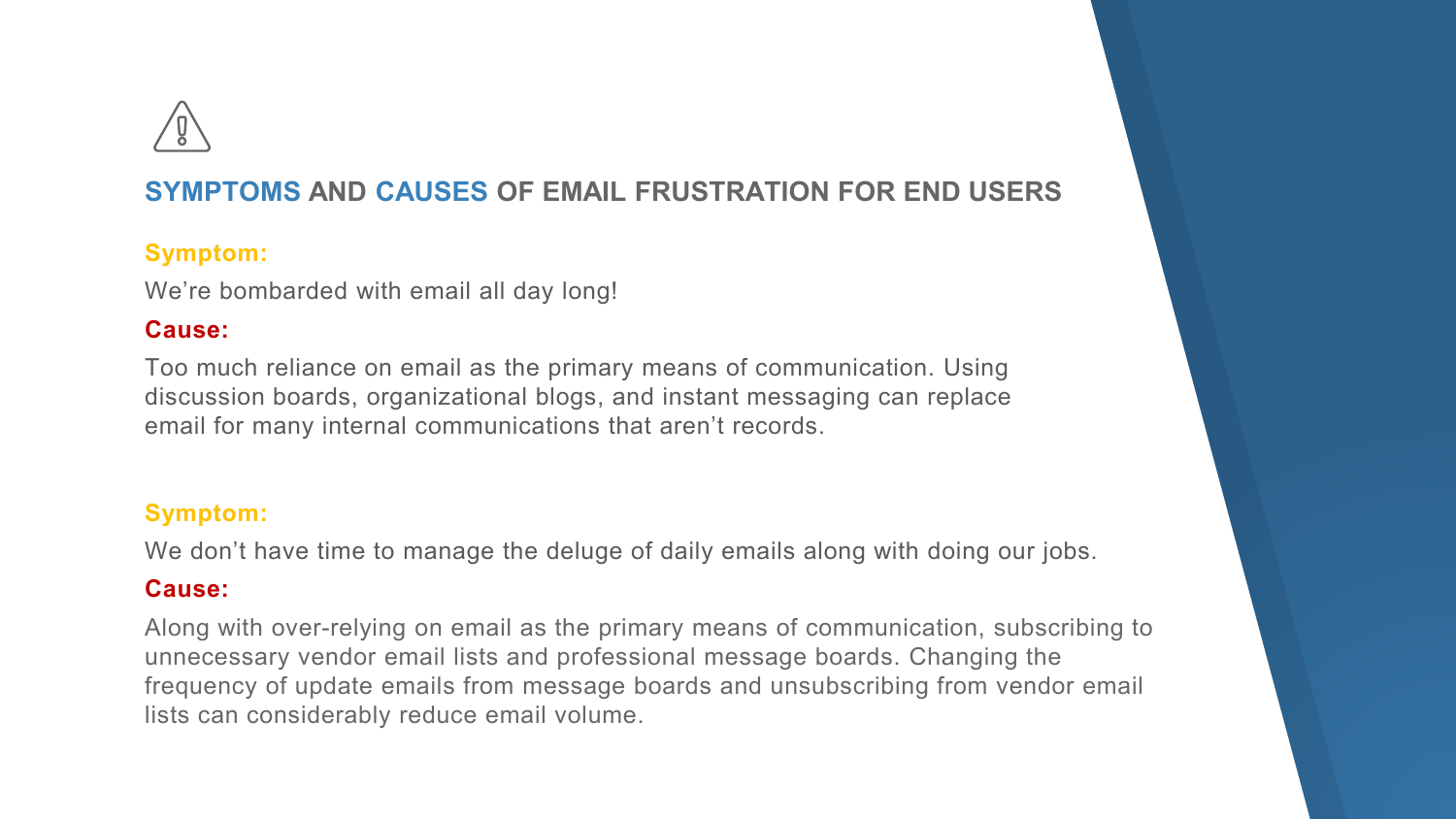## SYMPTOMS AND CAUSES OF EMAIL FRUSTRATION FOR END USERS

**Symptom:**

We're bombarded with email all day long!

**Cause:**

Too much reliance on email as the primary means of communication. Using discussion boards, organizational blogs, and instant messaging can replace email for many internal communications that aren't records.

**Symptom:**

We don't have time to manage the deluge of daily emails along with doing our jobs.

**Cause:**

Along with over-relying on email as the primary means of communication, subscribing to unnecessary vendor email lists and professional message boards. Changing the frequency of update emails from message boards and unsubscribing from vendor email lists can considerably reduce email volume.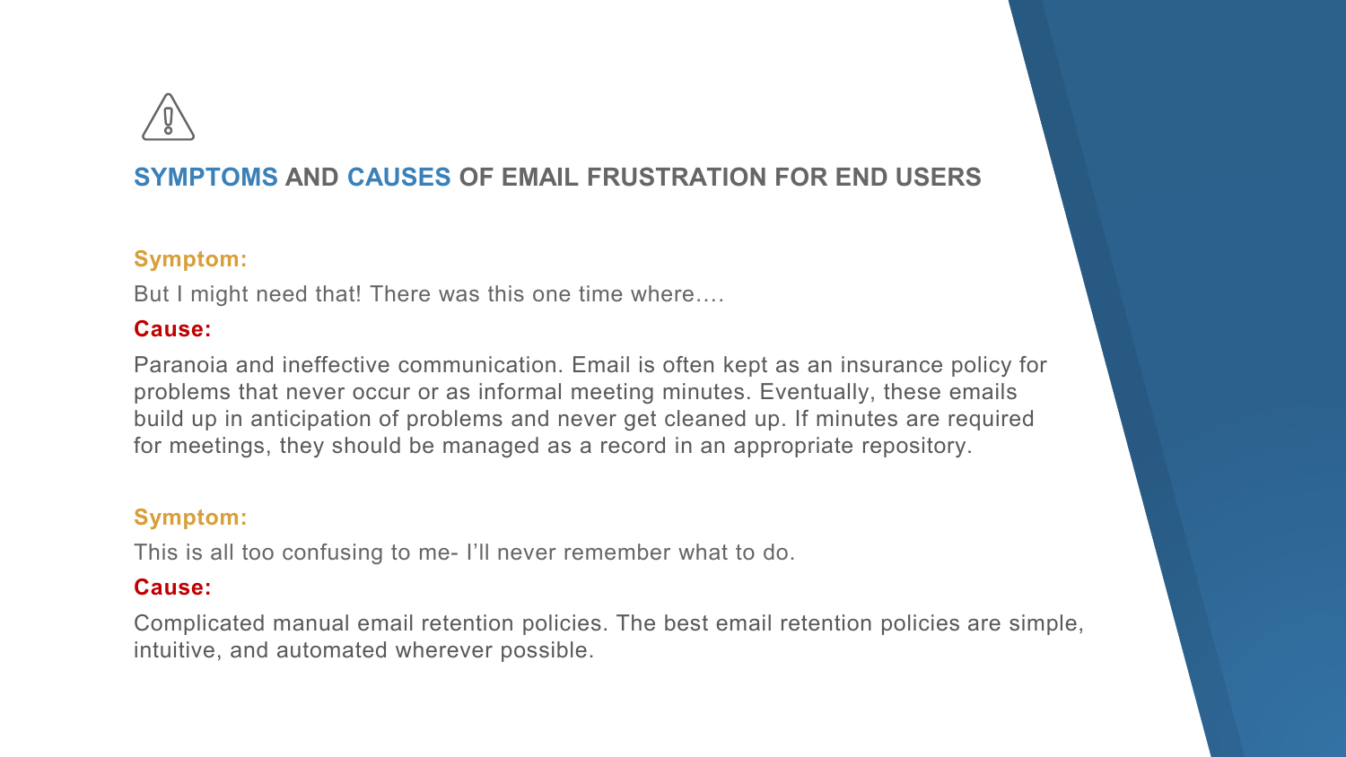## SYMPTOMS AND CAUSES OF EMAIL FRUSTRATION FOR END USERS

**Symptom:**

But I might need that! There was this one time where….

**Cause:**

Paranoia and ineffective communication. Email is often kept as an insurance policy for problems that never occur or as informal meeting minutes. Eventually, these emails build up in anticipation of problems and never get cleaned up. If minutes are required for meetings, they should be managed as a record in an appropriate repository.

**Symptom:**

This is all too confusing to me- I'll never remember what to do.

**Cause:**

Complicated manual email retention policies. The best email retention policies are simple, intuitive, and automated wherever possible.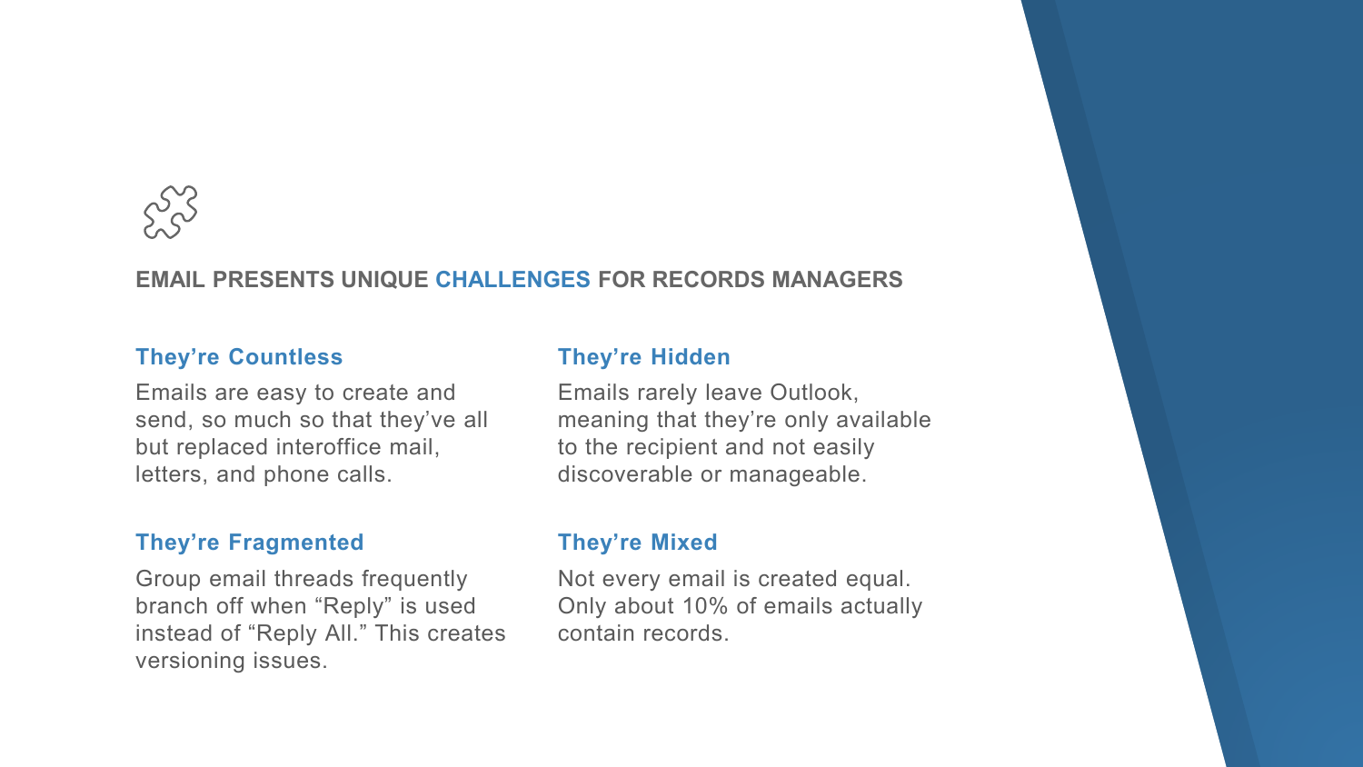## EMAIL PRESENTS UNIQUE CHALLENGES FOR RECORDS MANAGERS

### They're Countless

Emails are easy to create and send, so much so that they've all but replaced interoffice mail, letters, and phone calls.

### They're Fragmented

Group email threads frequently branch off when "Reply" is used instead of "Reply All." This creates versioning issues.

### They're Hidden

Emails rarely leave Outlook, meaning that they're only available to the recipient and not easily discoverable or manageable.

### They're Mixed

Not every email is created equal. Only about 10% of emails actually contain records.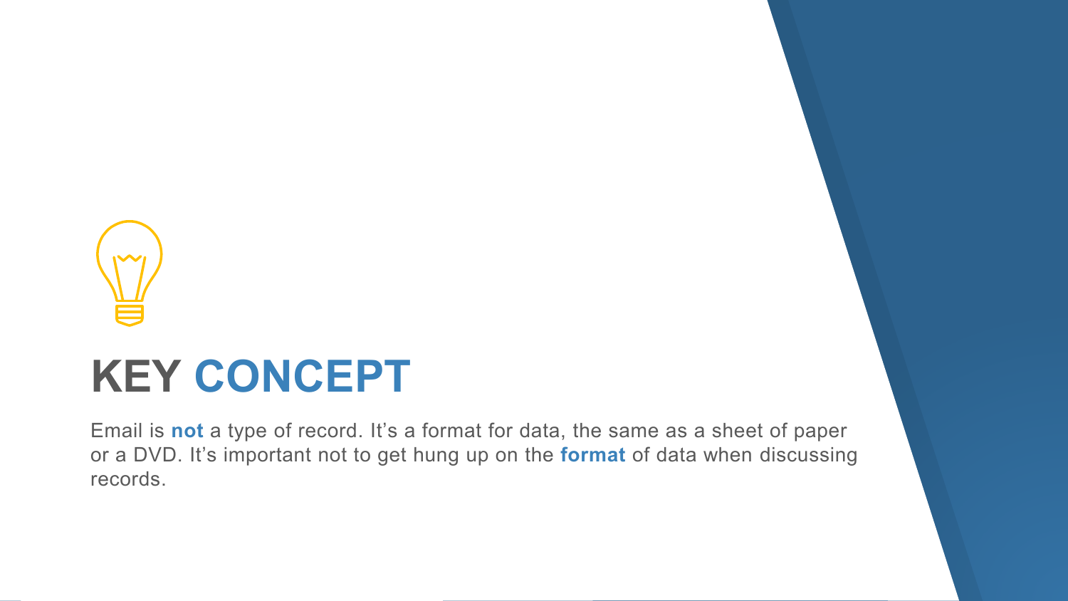# KEY CONCEPT

Email is **not** a type of record. It's a format for data, the same as a sheet of paper or a DVD. It's important not to get hung up on the **format** of data when discussing records.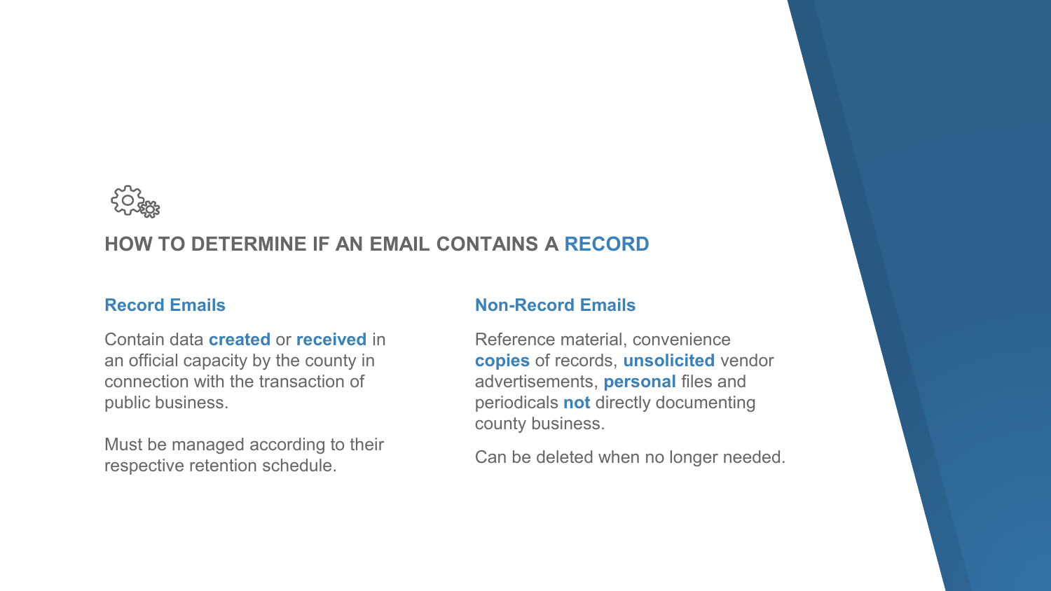## HOW TO DETERMINE IF AN EMAIL CONTAINS A RECORD

### Record Emails

Contain data **created** or **received** in an official capacity by the county in connection with the transaction of public business.

Must be managed according to their respective retention schedule.

### Non-Record Emails

Reference material, convenience **copies** of records, **unsolicited** vendor advertisements, **personal** files and periodicals **not** directly documenting county business.

Can be deleted when no longer needed.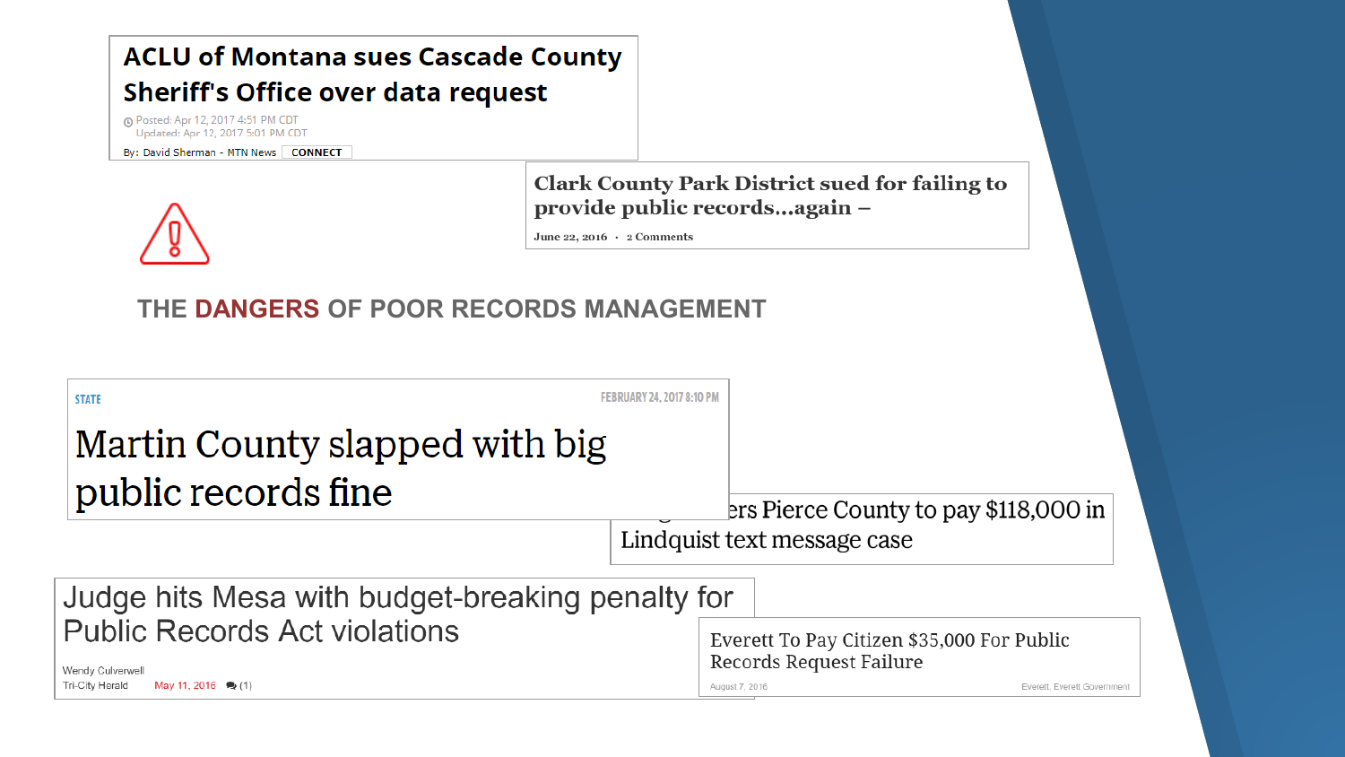## ACLU of Montana sues Cascade County Sheriff's Office over data request

Posted: Apr 12, 2017 4:51 PM CDT
Updated: Apr 12, 2017 5:01 PM CDT
By: David Sherman - MTN News CONNECT

## Clark County Park District sued for failing to provide public records…again –

June 22, 2016 · 2 Comments

# THE DANGERS OF POOR RECORDS MANAGEMENT

STATE FEBRUARY 24, 2017 8:10 PM

## Martin County slapped with big public records fine

…ers Pierce County to pay $118,000 in Lindquist text message case

## Judge hits Mesa with budget-breaking penalty for Public Records Act violations

Wendy Culverwell
Tri-City Herald May 11, 2016 (1)

## Everett To Pay Citizen $35,000 For Public Records Request Failure

August 7, 2016 Everett, Everett Government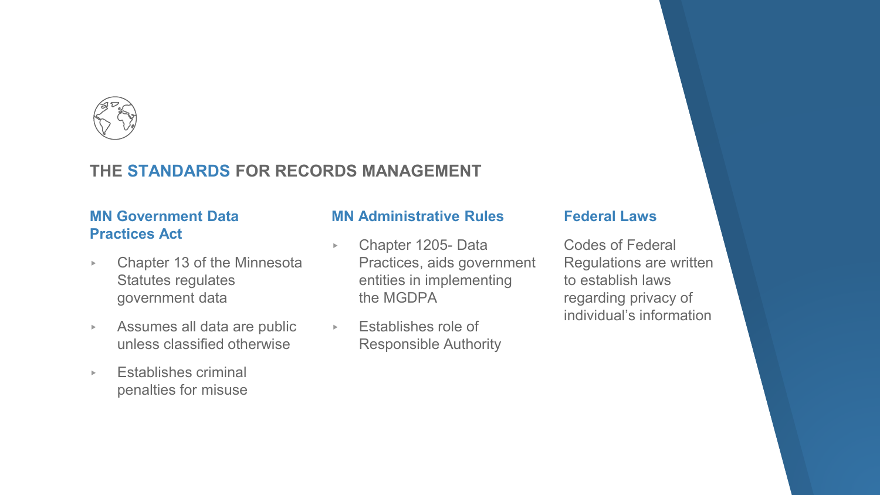## THE STANDARDS FOR RECORDS MANAGEMENT

### MN Government Data Practices Act

- Chapter 13 of the Minnesota Statutes regulates government data
- Assumes all data are public unless classified otherwise
- Establishes criminal penalties for misuse

### MN Administrative Rules

- Chapter 1205- Data Practices, aids government entities in implementing the MGDPA
- Establishes role of Responsible Authority

### Federal Laws

Codes of Federal Regulations are written to establish laws regarding privacy of individual's information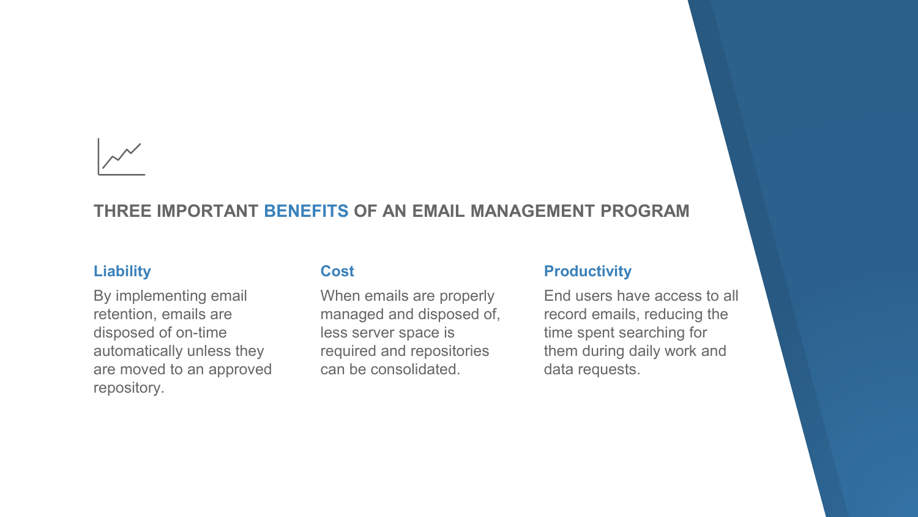## THREE IMPORTANT BENEFITS OF AN EMAIL MANAGEMENT PROGRAM

### Liability

By implementing email retention, emails are disposed of on-time automatically unless they are moved to an approved repository.

### Cost

When emails are properly managed and disposed of, less server space is required and repositories can be consolidated.

### Productivity

End users have access to all record emails, reducing the time spent searching for them during daily work and data requests.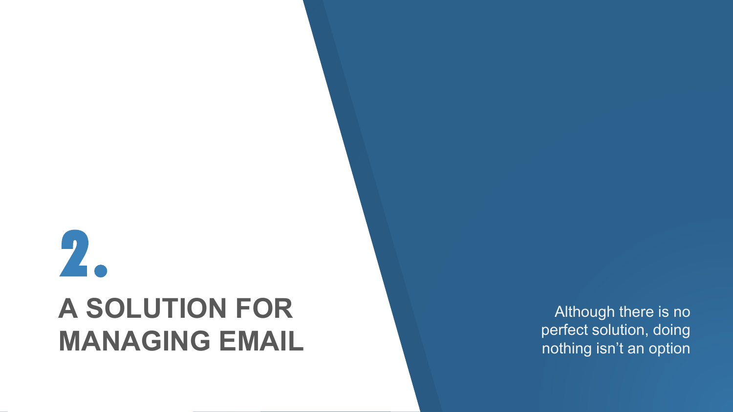# 2.

# A SOLUTION FOR MANAGING EMAIL

Although there is no perfect solution, doing nothing isn't an option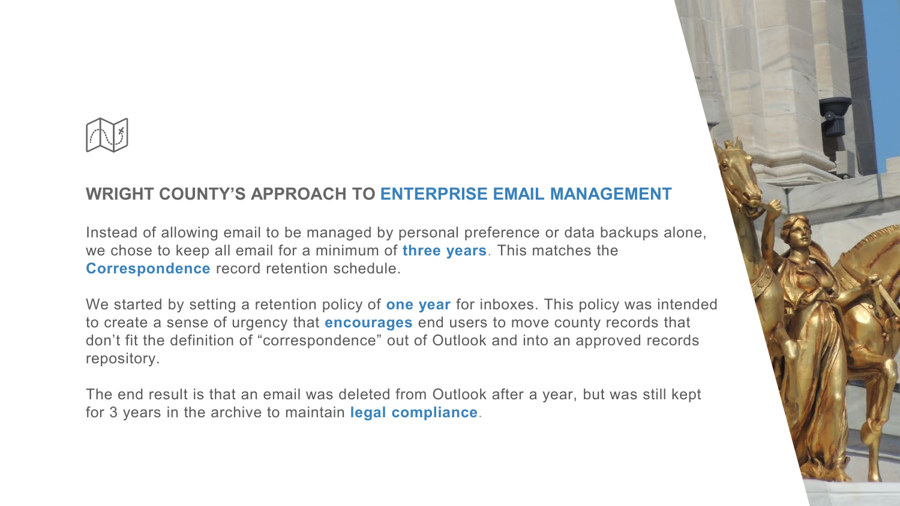## WRIGHT COUNTY'S APPROACH TO ENTERPRISE EMAIL MANAGEMENT

Instead of allowing email to be managed by personal preference or data backups alone, we chose to keep all email for a minimum of **three years**. This matches the **Correspondence** record retention schedule.

We started by setting a retention policy of **one year** for inboxes. This policy was intended to create a sense of urgency that **encourages** end users to move county records that don't fit the definition of "correspondence" out of Outlook and into an approved records repository.

The end result is that an email was deleted from Outlook after a year, but was still kept for 3 years in the archive to maintain **legal compliance**.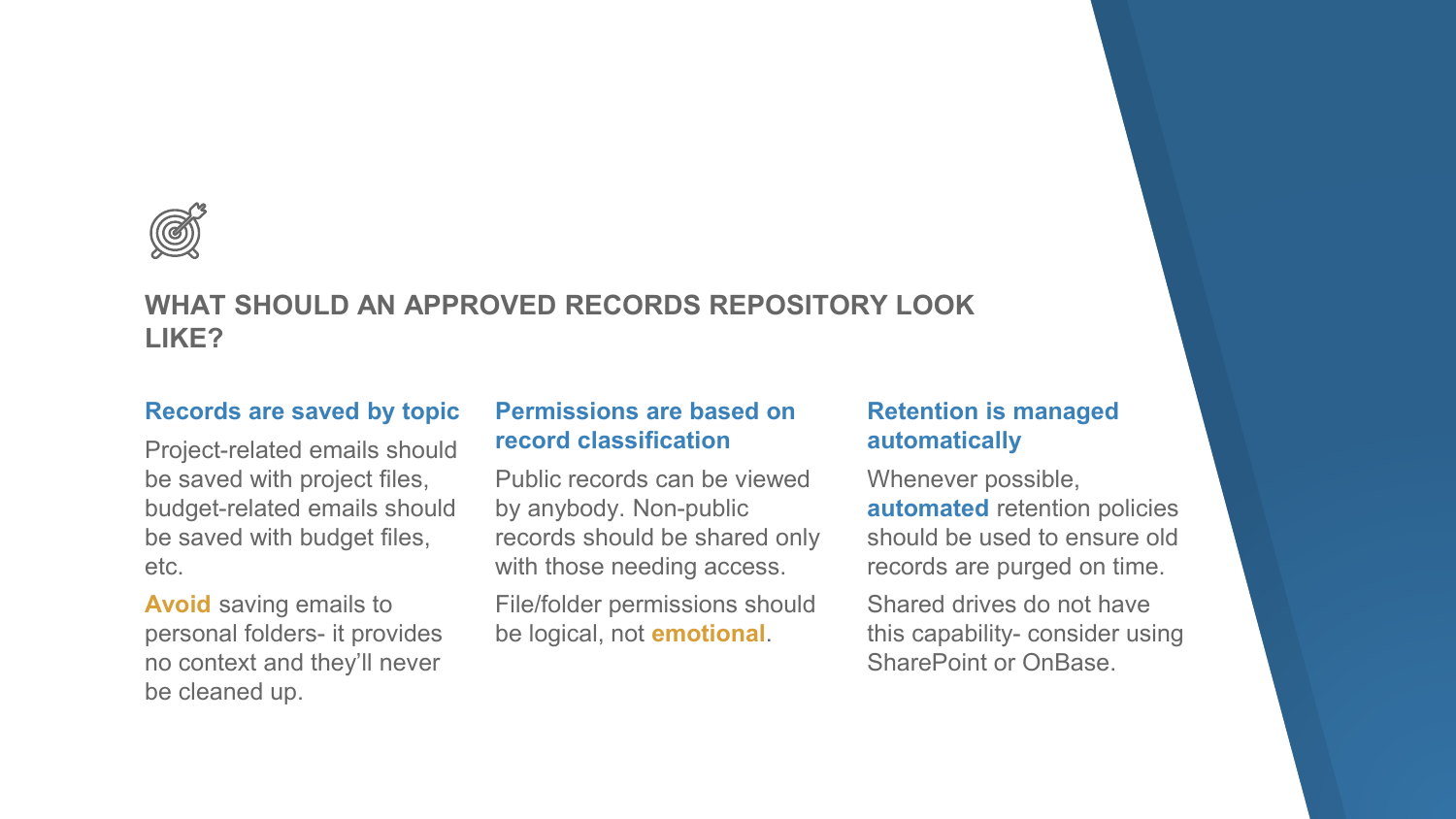## WHAT SHOULD AN APPROVED RECORDS REPOSITORY LOOK LIKE?

### Records are saved by topic

Project-related emails should be saved with project files, budget-related emails should be saved with budget files, etc.

**Avoid** saving emails to personal folders- it provides no context and they'll never be cleaned up.

### Permissions are based on record classification

Public records can be viewed by anybody. Non-public records should be shared only with those needing access.

File/folder permissions should be logical, not **emotional**.

### Retention is managed automatically

Whenever possible, **automated** retention policies should be used to ensure old records are purged on time.

Shared drives do not have this capability- consider using SharePoint or OnBase.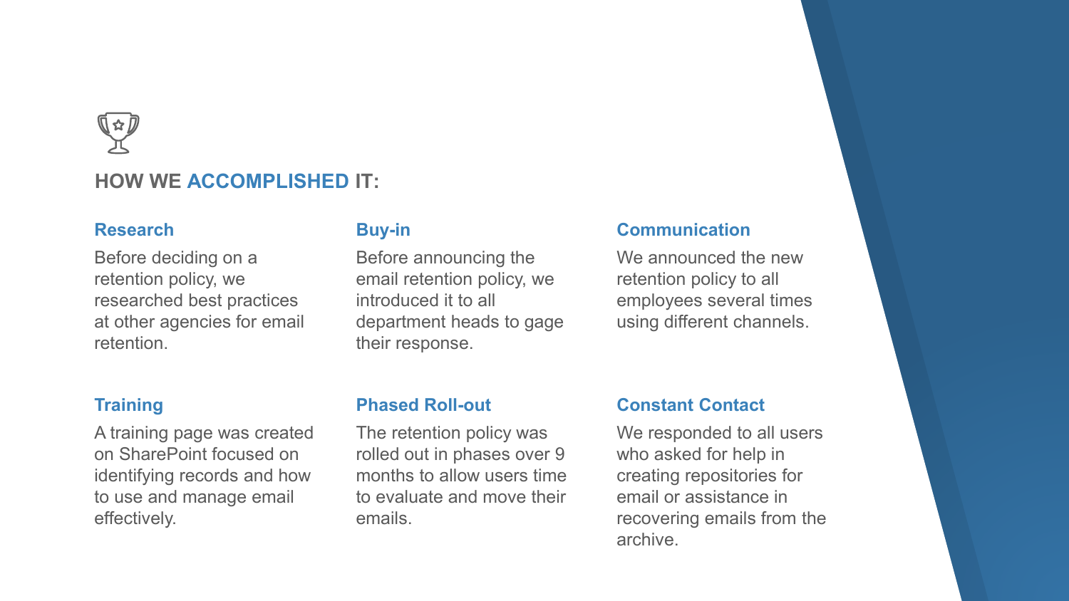## HOW WE ACCOMPLISHED IT:

### Research

Before deciding on a retention policy, we researched best practices at other agencies for email retention.

### Buy-in

Before announcing the email retention policy, we introduced it to all department heads to gage their response.

### Communication

We announced the new retention policy to all employees several times using different channels.

### Training

A training page was created on SharePoint focused on identifying records and how to use and manage email effectively.

### Phased Roll-out

The retention policy was rolled out in phases over 9 months to allow users time to evaluate and move their emails.

### Constant Contact

We responded to all users who asked for help in creating repositories for email or assistance in recovering emails from the archive.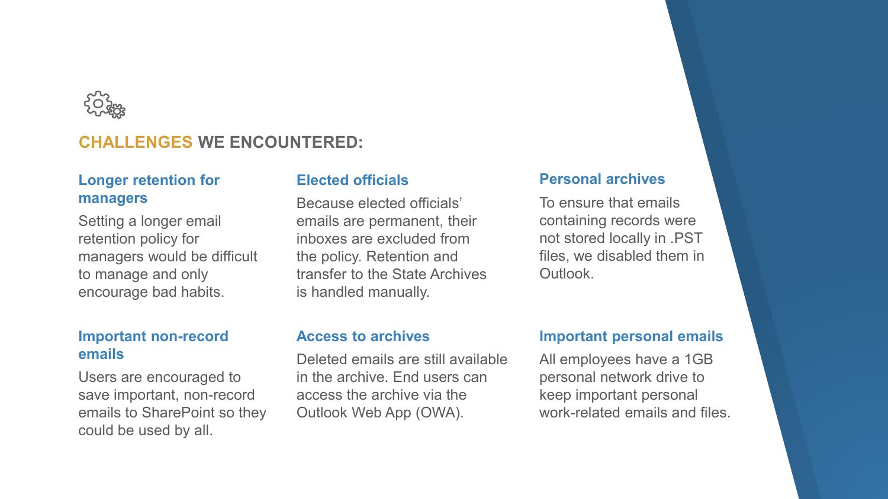## CHALLENGES WE ENCOUNTERED:

### Longer retention for managers

Setting a longer email retention policy for managers would be difficult to manage and only encourage bad habits.

### Elected officials

Because elected officials' emails are permanent, their inboxes are excluded from the policy. Retention and transfer to the State Archives is handled manually.

### Personal archives

To ensure that emails containing records were not stored locally in .PST files, we disabled them in Outlook.

### Important non-record emails

Users are encouraged to save important, non-record emails to SharePoint so they could be used by all.

### Access to archives

Deleted emails are still available in the archive. End users can access the archive via the Outlook Web App (OWA).

### Important personal emails

All employees have a 1GB personal network drive to keep important personal work-related emails and files.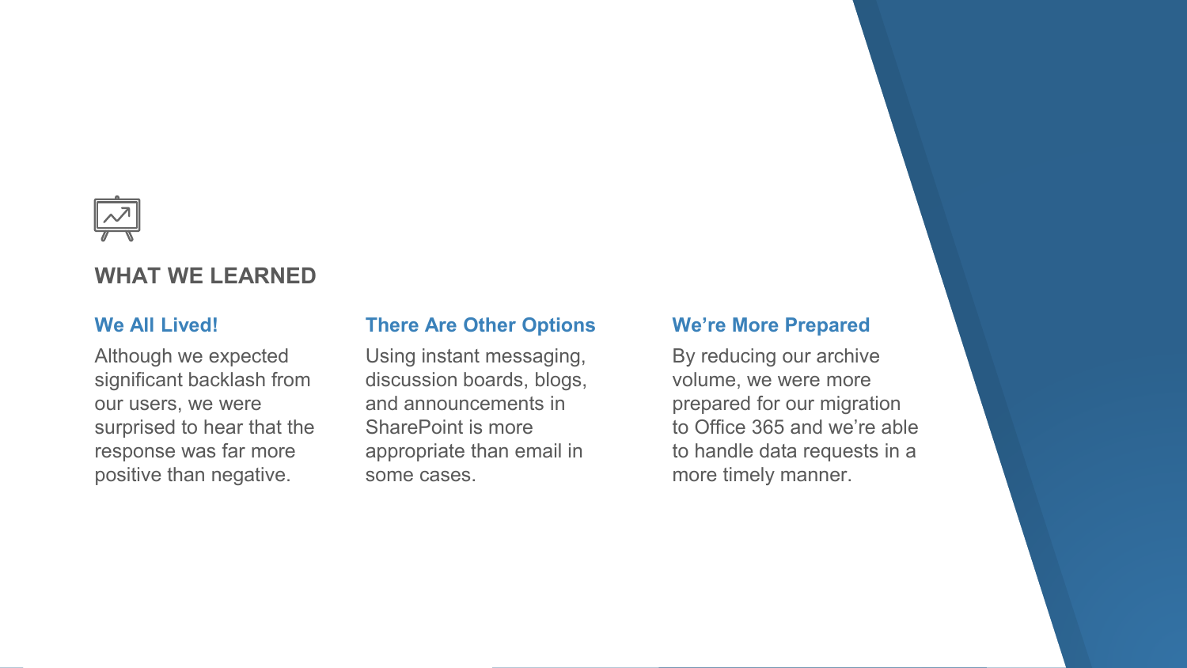## WHAT WE LEARNED

### We All Lived!

Although we expected significant backlash from our users, we were surprised to hear that the response was far more positive than negative.

### There Are Other Options

Using instant messaging, discussion boards, blogs, and announcements in SharePoint is more appropriate than email in some cases.

### We're More Prepared

By reducing our archive volume, we were more prepared for our migration to Office 365 and we're able to handle data requests in a more timely manner.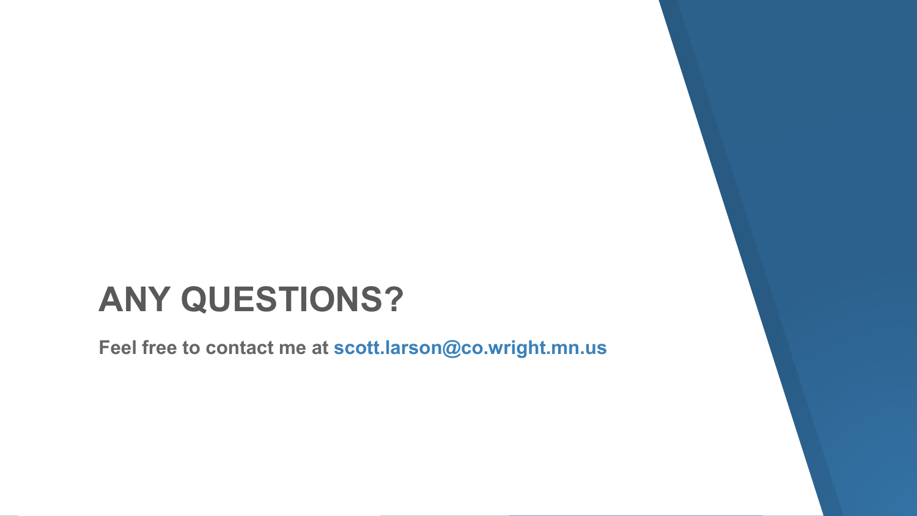# ANY QUESTIONS?

**Feel free to contact me at scott.larson@co.wright.mn.us**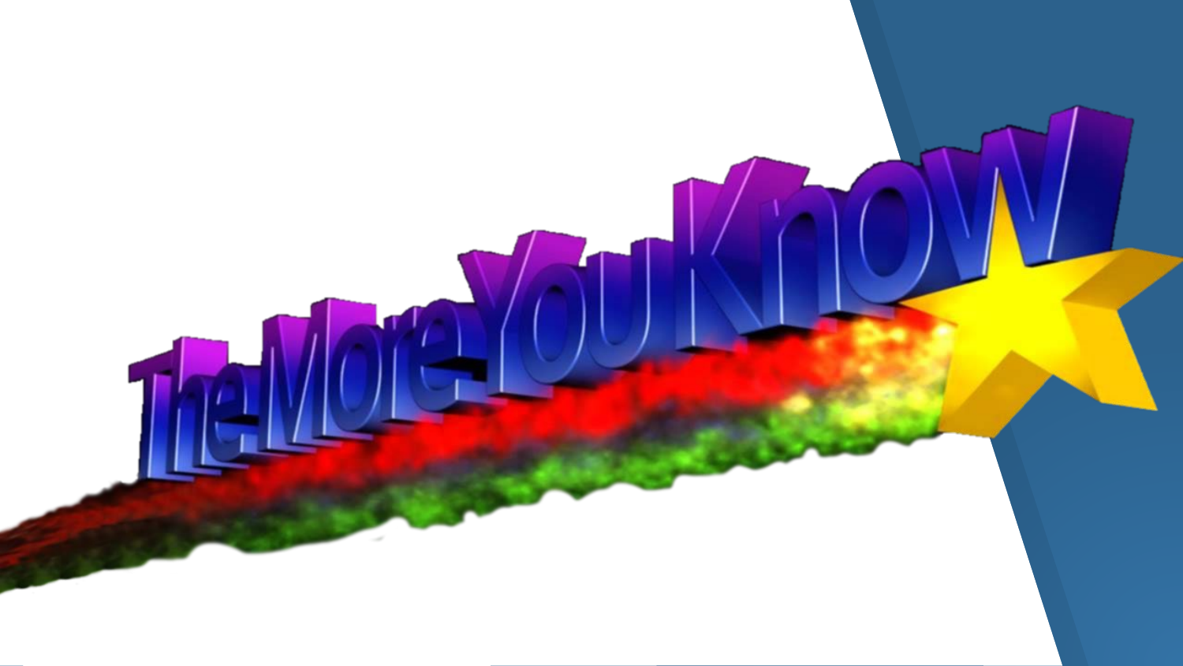The More You Know